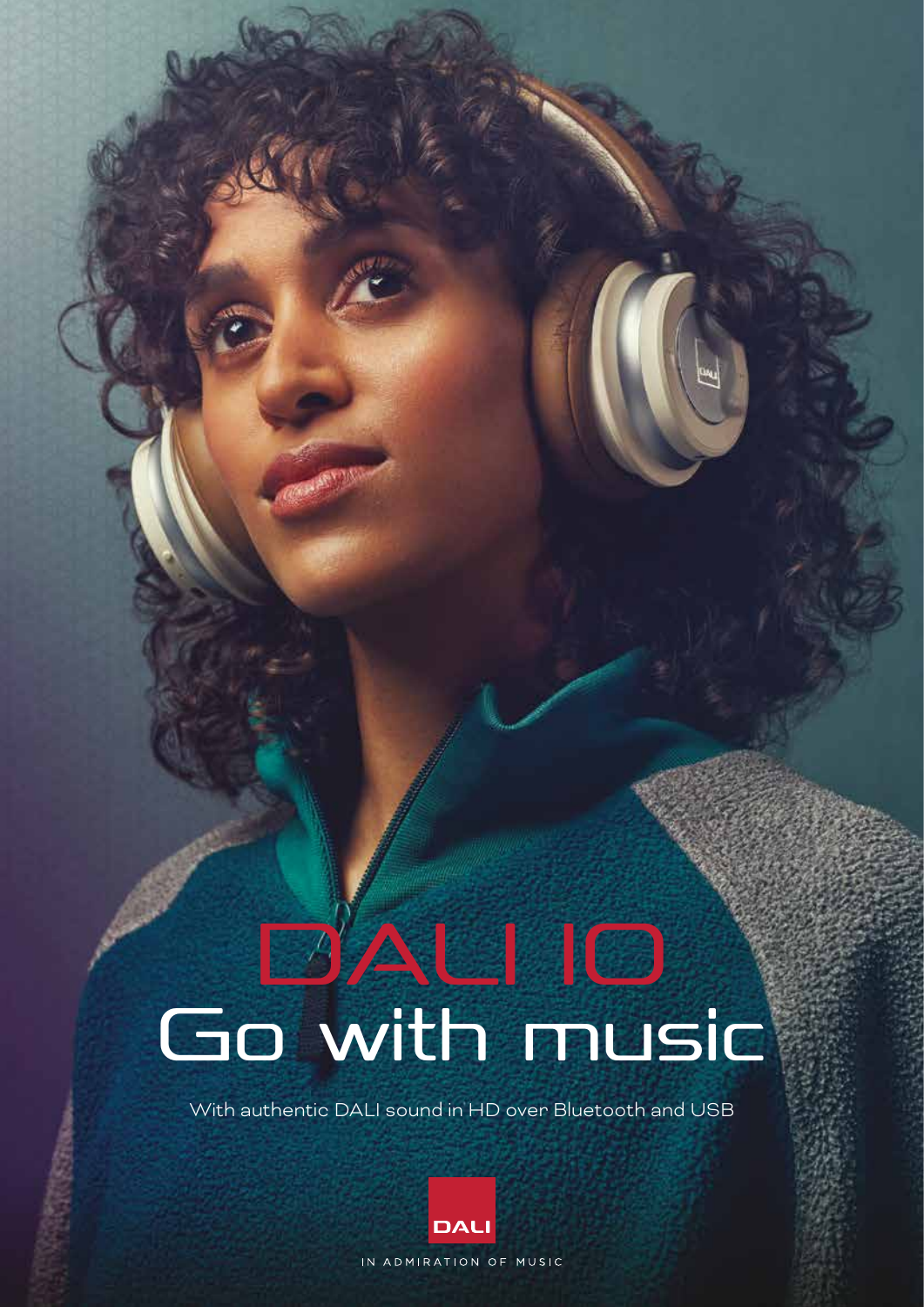# DALI IO

## Go with music

With authentic DALI sound in HD over Bluetooth and USB

DALI

IN ADMIRATION OF MUSIC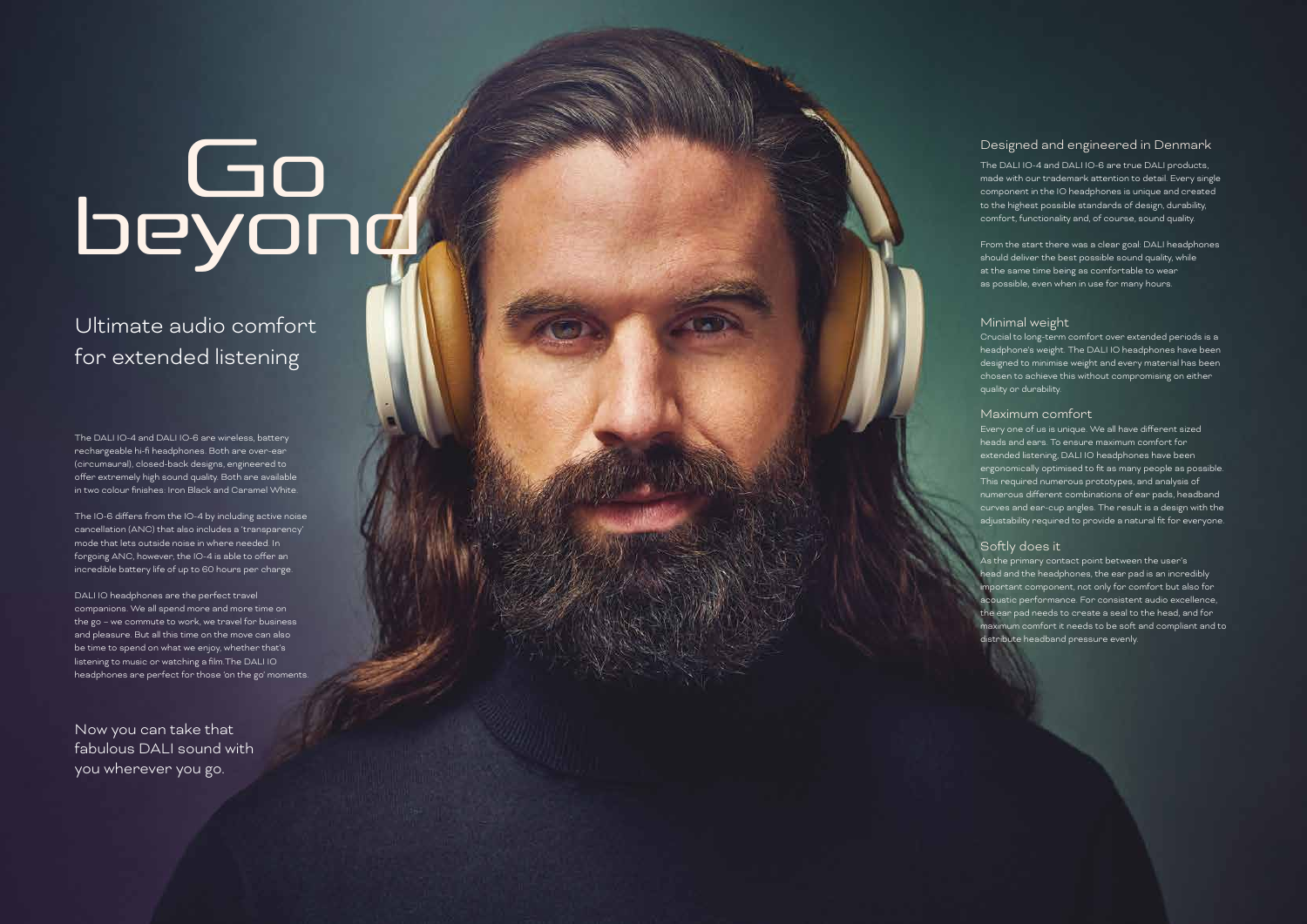# Go beyond

## Ultimate audio comfort for extended listening

The DALI IO-4 and DALI IO-6 are wireless, battery rechargeable hi-fi headphones. Both are over-ear (circumaural), closed-back designs, engineered to offer extremely high sound quality. Both are available in two colour finishes: Iron Black and Caramel White.

The IO-6 differs from the IO-4 by including active noise cancellation (ANC) that also includes a 'transparency' mode that lets outside noise in where needed. In forgoing ANC, however, the IO-4 is able to offer an incredible battery life of up to 60 hours per charge.

DALI IO headphones are the perfect travel companions. We all spend more and more time on the go – we commute to work, we travel for business and pleasure. But all this time on the move can also be time to spend on what we enjoy, whether that's listening to music or watching a film. The DALI IO headphones are perfect for those 'on the go' moments.

Now you can take that fabulous DALI sound with you wherever you go.

### Designed and engineered in Denmark

The DALI IO-4 and DALI IO-6 are true DALI products, made with our trademark attention to detail. Every single component in the IO headphones is unique and created to the highest possible standards of design, durability, comfort, functionality and, of course, sound quality.

From the start there was a clear goal: DALI headphones should deliver the best possible sound quality, while at the same time being as comfortable to wear as possible, even when in use for many hours.

### Minimal weight

Crucial to long-term comfort over extended periods is a headphone's weight. The DALI IO headphones have been designed to minimise weight and every material has been chosen to achieve this without compromising on either quality or durability.

### Maximum comfort

Every one of us is unique. We all have different sized heads and ears. To ensure maximum comfort for extended listening, DALI IO headphones have been ergonomically optimised to fit as many people as possible. This required numerous prototypes, and analysis of numerous different combinations of ear pads, headband curves and ear-cup angles. The result is a design with the adjustability required to provide a natural fit for everyone.

### Softly does it

As the primary contact point between the user's head and the headphones, the ear pad is an incredibly important component, not only for comfort but also for acoustic performance. For consistent audio excellence, the ear pad needs to create a seal to the head, and for maximum comfort it needs to be soft and compliant and to distribute headband pressure evenly.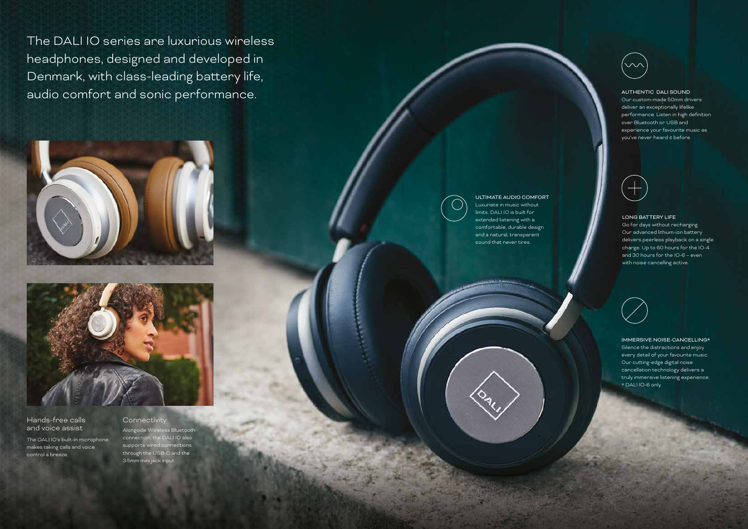The DALI IO series are luxurious wireless headphones, designed and developed in Denmark, with class-leading battery life, audio comfort and sonic performance.

### Hands-free calls and voice assist

The DALI IO's built-in microphone makes taking calls and voice control a breeze.

### Connectivity

Alongside Wireless Bluetooth connection, the DALI IO also supports wired connections through the USB-C and the 3.5mm mini jack input.

### ULTIMATE AUDIO COMFORT

Luxuriate in music without limits. DALI IO is built for extended listening with a comfortable, durable design and a natural, transparent sound that never tires.

### AUTHENTIC DALI SOUND

Our custom-made 50mm drivers deliver an exceptionally lifelike performance. Listen in high definition over Bluetooth or USB and experience your favourite music as you've never heard it before.

### LONG BATTERY LIFE

Go for days without recharging. Our advanced lithium-ion battery delivers peerless playback on a single charge. Up to 60 hours for the IO-4 and 30 hours for the IO-6 – even with noise cancelling active.

### IMMERSIVE NOISE-CANCELLING*

Silence the distractions and enjoy every detail of your favourite music. Our cutting-edge digital noise cancellation technology delivers a truly immersive listening experience.

* DALI IO-6 only.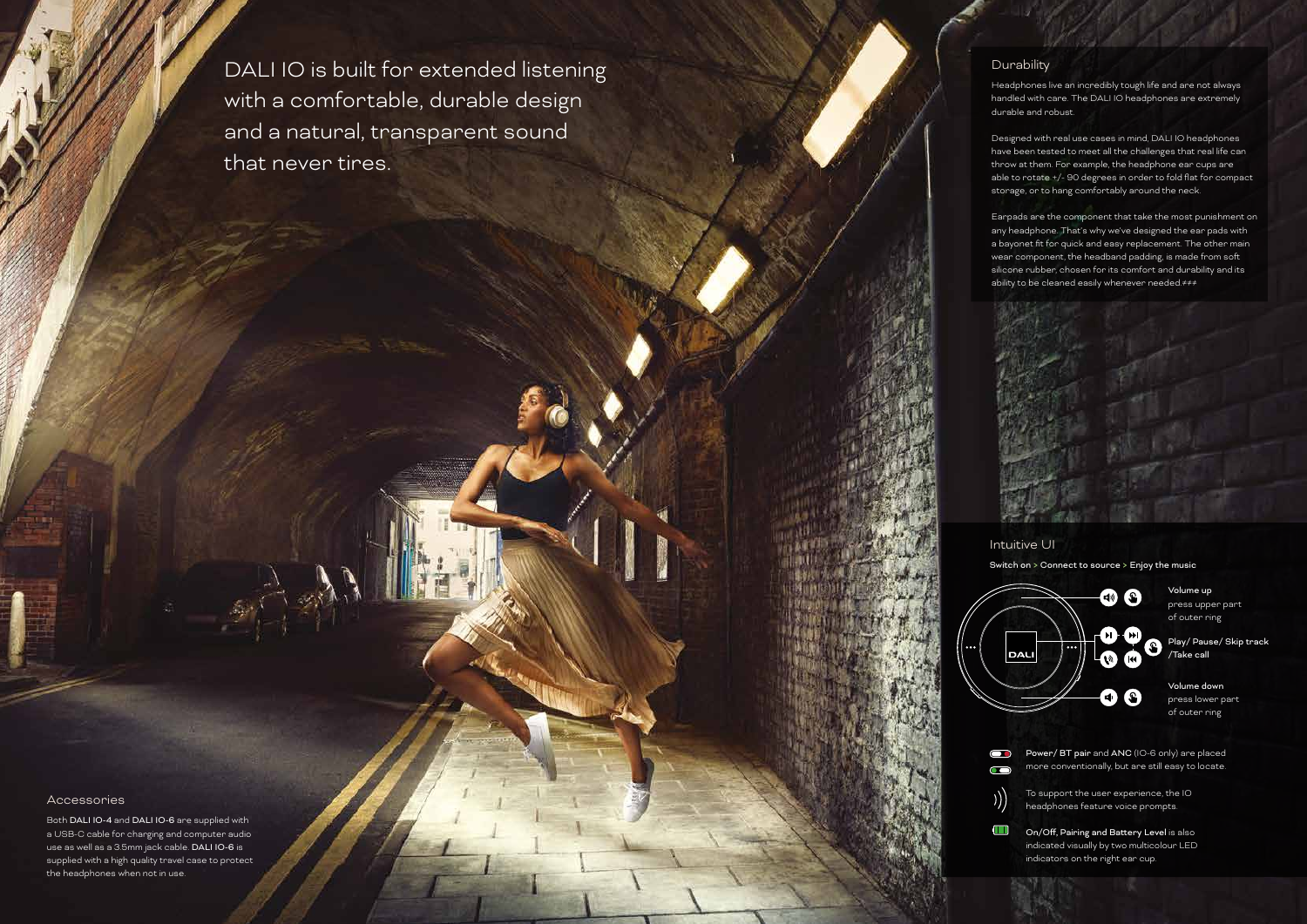DALI IO is built for extended listening with a comfortable, durable design and a natural, transparent sound that never tires.

## Durability

Headphones live an incredibly tough life and are not always handled with care. The DALI IO headphones are extremely durable and robust.

Designed with real use cases in mind, DALI IO headphones have been tested to meet all the challenges that real life can throw at them. For example, the headphone ear cups are able to rotate +/- 90 degrees in order to fold flat for compact storage, or to hang comfortably around the neck.

Earpads are the component that take the most punishment on any headphone. That's why we've designed the ear pads with a bayonet fit for quick and easy replacement. The other main wear component, the headband padding, is made from soft silicone rubber, chosen for its comfort and durability and its ability to be cleaned easily whenever needed.###

## Intuitive UI

Switch on > Connect to source > Enjoy the music

DALI

**Volume up**
press upper part of outer ring

**Play/ Pause/ Skip track /Take call**

**Volume down**
press lower part of outer ring

**Power/ BT pair** and **ANC** (IO-6 only) are placed more conventionally, but are still easy to locate.

To support the user experience, the IO headphones feature voice prompts.

**On/Off, Pairing and Battery Level** is also indicated visually by two multicolour LED indicators on the right ear cup.

## Accessories

Both **DALI IO-4** and **DALI IO-6** are supplied with a USB-C cable for charging and computer audio use as well as a 3.5mm jack cable. **DALI IO-6** is supplied with a high quality travel case to protect the headphones when not in use.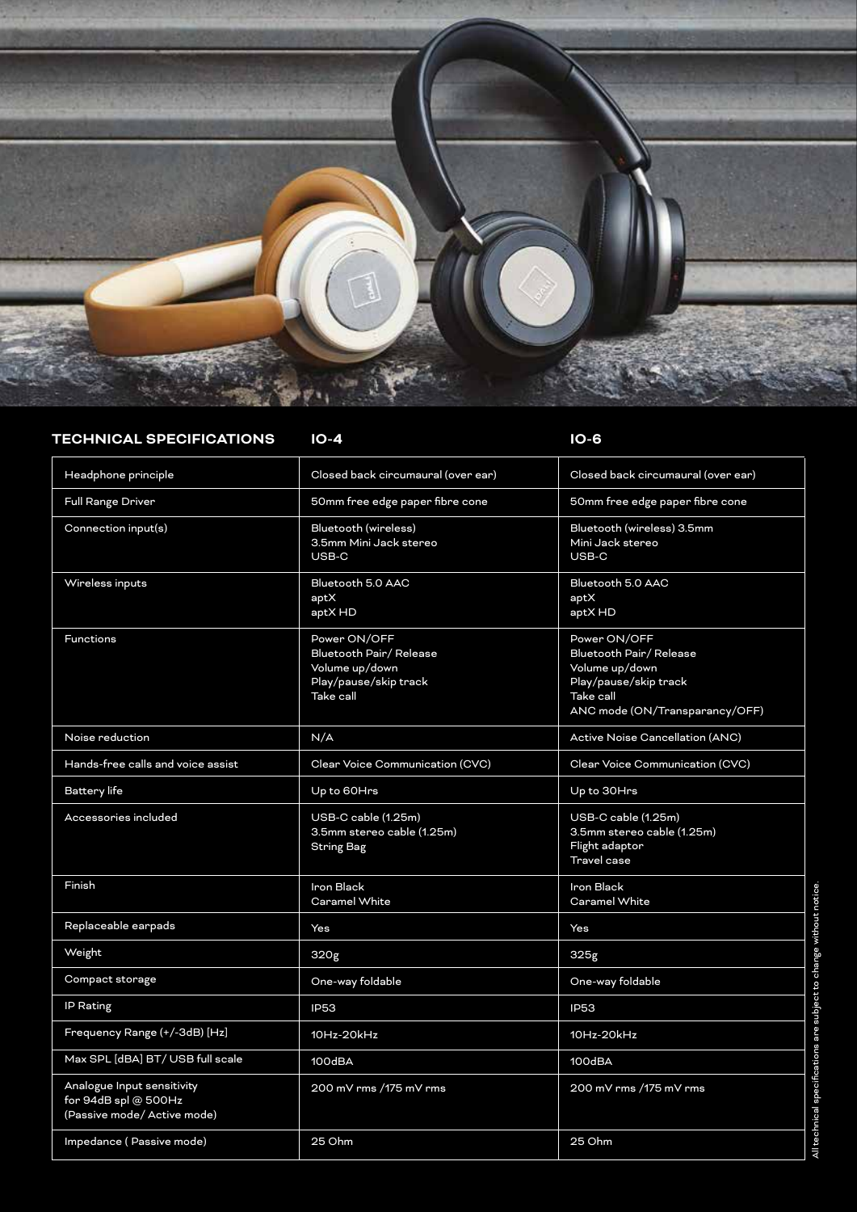| TECHNICAL SPECIFICATIONS | IO-4 | IO-6 |
|---|---|---|
| Headphone principle | Closed back circumaural (over ear) | Closed back circumaural (over ear) |
| Full Range Driver | 50mm free edge paper fibre cone | 50mm free edge paper fibre cone |
| Connection input(s) | Bluetooth (wireless)<br>3.5mm Mini Jack stereo<br>USB-C | Bluetooth (wireless) 3.5mm<br>Mini Jack stereo<br>USB-C |
| Wireless inputs | Bluetooth 5.0 AAC<br>aptX<br>aptX HD | Bluetooth 5.0 AAC<br>aptX<br>aptX HD |
| Functions | Power ON/OFF<br>Bluetooth Pair/ Release<br>Volume up/down<br>Play/pause/skip track<br>Take call | Power ON/OFF<br>Bluetooth Pair/ Release<br>Volume up/down<br>Play/pause/skip track<br>Take call<br>ANC mode (ON/Transparancy/OFF) |
| Noise reduction | N/A | Active Noise Cancellation (ANC) |
| Hands-free calls and voice assist | Clear Voice Communication (CVC) | Clear Voice Communication (CVC) |
| Battery life | Up to 60Hrs | Up to 30Hrs |
| Accessories included | USB-C cable (1.25m)<br>3.5mm stereo cable (1.25m)<br>String Bag | USB-C cable (1.25m)<br>3.5mm stereo cable (1.25m)<br>Flight adaptor<br>Travel case |
| Finish | Iron Black<br>Caramel White | Iron Black<br>Caramel White |
| Replaceable earpads | Yes | Yes |
| Weight | 320g | 325g |
| Compact storage | One-way foldable | One-way foldable |
| IP Rating | IP53 | IP53 |
| Frequency Range (+/-3dB) [Hz] | 10Hz-20kHz | 10Hz-20kHz |
| Max SPL [dBA] BT/ USB full scale | 100dBA | 100dBA |
| Analogue Input sensitivity for 94dB spl @ 500Hz (Passive mode/ Active mode) | 200 mV rms /175 mV rms | 200 mV rms /175 mV rms |
| Impedance ( Passive mode) | 25 Ohm | 25 Ohm |

All technical specifications are subject to change without notice.